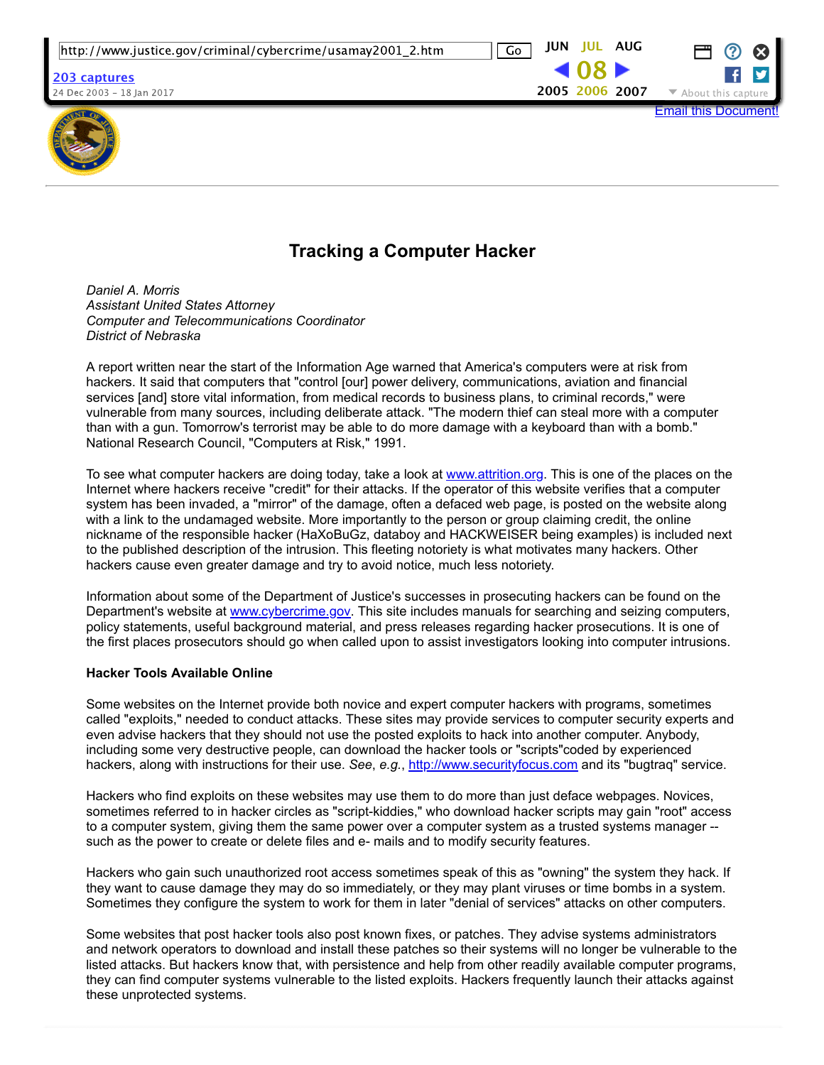# Tracking a Computer Hacker

*Daniel A. Morris*
*Assistant United States Attorney*
*Computer and Telecommunications Coordinator*
*District of Nebraska*

A report written near the start of the Information Age warned that America's computers were at risk from hackers. It said that computers that "control [our] power delivery, communications, aviation and financial services [and] store vital information, from medical records to business plans, to criminal records," were vulnerable from many sources, including deliberate attack. "The modern thief can steal more with a computer than with a gun. Tomorrow's terrorist may be able to do more damage with a keyboard than with a bomb." National Research Council, "Computers at Risk," 1991.

To see what computer hackers are doing today, take a look at www.attrition.org. This is one of the places on the Internet where hackers receive "credit" for their attacks. If the operator of this website verifies that a computer system has been invaded, a "mirror" of the damage, often a defaced web page, is posted on the website along with a link to the undamaged website. More importantly to the person or group claiming credit, the online nickname of the responsible hacker (HaXoBuGz, databoy and HACKWEISER being examples) is included next to the published description of the intrusion. This fleeting notoriety is what motivates many hackers. Other hackers cause even greater damage and try to avoid notice, much less notoriety.

Information about some of the Department of Justice's successes in prosecuting hackers can be found on the Department's website at www.cybercrime.gov. This site includes manuals for searching and seizing computers, policy statements, useful background material, and press releases regarding hacker prosecutions. It is one of the first places prosecutors should go when called upon to assist investigators looking into computer intrusions.

**Hacker Tools Available Online**

Some websites on the Internet provide both novice and expert computer hackers with programs, sometimes called "exploits," needed to conduct attacks. These sites may provide services to computer security experts and even advise hackers that they should not use the posted exploits to hack into another computer. Anybody, including some very destructive people, can download the hacker tools or "scripts"coded by experienced hackers, along with instructions for their use. *See*, *e.g.*, http://www.securityfocus.com and its "bugtraq" service.

Hackers who find exploits on these websites may use them to do more than just deface webpages. Novices, sometimes referred to in hacker circles as "script-kiddies," who download hacker scripts may gain "root" access to a computer system, giving them the same power over a computer system as a trusted systems manager -- such as the power to create or delete files and e- mails and to modify security features.

Hackers who gain such unauthorized root access sometimes speak of this as "owning" the system they hack. If they want to cause damage they may do so immediately, or they may plant viruses or time bombs in a system. Sometimes they configure the system to work for them in later "denial of services" attacks on other computers.

Some websites that post hacker tools also post known fixes, or patches. They advise systems administrators and network operators to download and install these patches so their systems will no longer be vulnerable to the listed attacks. But hackers know that, with persistence and help from other readily available computer programs, they can find computer systems vulnerable to the listed exploits. Hackers frequently launch their attacks against these unprotected systems.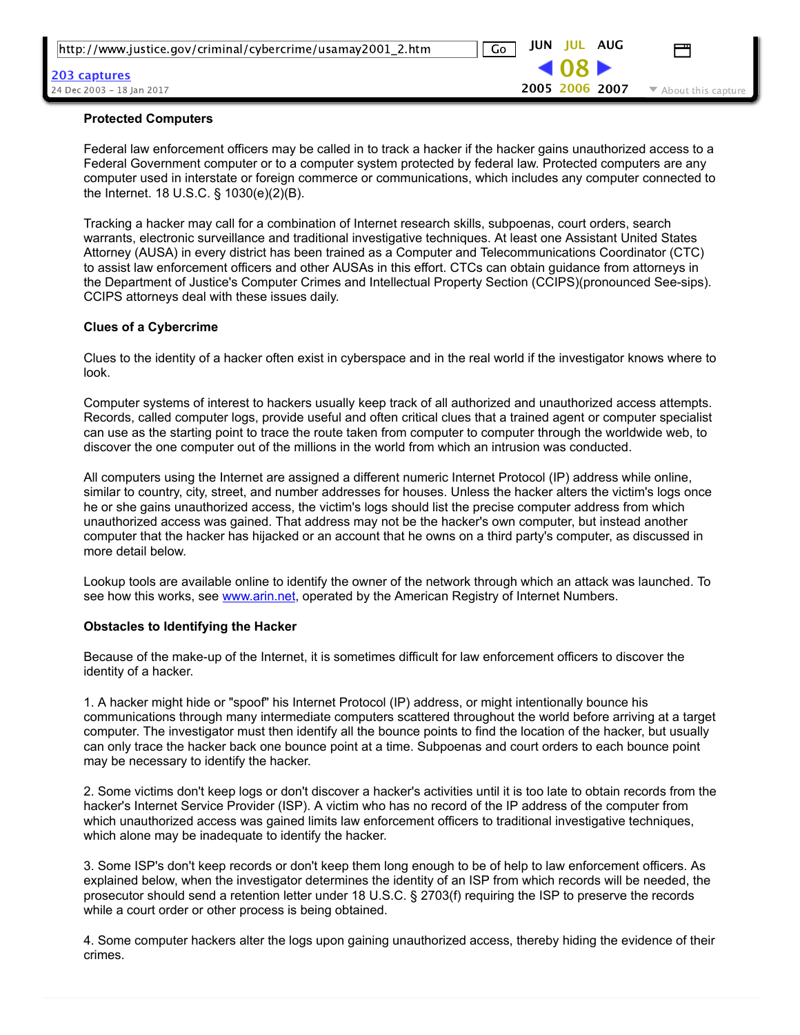**Protected Computers**

Federal law enforcement officers may be called in to track a hacker if the hacker gains unauthorized access to a Federal Government computer or to a computer system protected by federal law. Protected computers are any computer used in interstate or foreign commerce or communications, which includes any computer connected to the Internet. 18 U.S.C. § 1030(e)(2)(B).

Tracking a hacker may call for a combination of Internet research skills, subpoenas, court orders, search warrants, electronic surveillance and traditional investigative techniques. At least one Assistant United States Attorney (AUSA) in every district has been trained as a Computer and Telecommunications Coordinator (CTC) to assist law enforcement officers and other AUSAs in this effort. CTCs can obtain guidance from attorneys in the Department of Justice's Computer Crimes and Intellectual Property Section (CCIPS)(pronounced See-sips). CCIPS attorneys deal with these issues daily.

**Clues of a Cybercrime**

Clues to the identity of a hacker often exist in cyberspace and in the real world if the investigator knows where to look.

Computer systems of interest to hackers usually keep track of all authorized and unauthorized access attempts. Records, called computer logs, provide useful and often critical clues that a trained agent or computer specialist can use as the starting point to trace the route taken from computer to computer through the worldwide web, to discover the one computer out of the millions in the world from which an intrusion was conducted.

All computers using the Internet are assigned a different numeric Internet Protocol (IP) address while online, similar to country, city, street, and number addresses for houses. Unless the hacker alters the victim's logs once he or she gains unauthorized access, the victim's logs should list the precise computer address from which unauthorized access was gained. That address may not be the hacker's own computer, but instead another computer that the hacker has hijacked or an account that he owns on a third party's computer, as discussed in more detail below.

Lookup tools are available online to identify the owner of the network through which an attack was launched. To see how this works, see [www.arin.net](http://www.arin.net), operated by the American Registry of Internet Numbers.

**Obstacles to Identifying the Hacker**

Because of the make-up of the Internet, it is sometimes difficult for law enforcement officers to discover the identity of a hacker.

1. A hacker might hide or "spoof" his Internet Protocol (IP) address, or might intentionally bounce his communications through many intermediate computers scattered throughout the world before arriving at a target computer. The investigator must then identify all the bounce points to find the location of the hacker, but usually can only trace the hacker back one bounce point at a time. Subpoenas and court orders to each bounce point may be necessary to identify the hacker.

2. Some victims don't keep logs or don't discover a hacker's activities until it is too late to obtain records from the hacker's Internet Service Provider (ISP). A victim who has no record of the IP address of the computer from which unauthorized access was gained limits law enforcement officers to traditional investigative techniques, which alone may be inadequate to identify the hacker.

3. Some ISP's don't keep records or don't keep them long enough to be of help to law enforcement officers. As explained below, when the investigator determines the identity of an ISP from which records will be needed, the prosecutor should send a retention letter under 18 U.S.C. § 2703(f) requiring the ISP to preserve the records while a court order or other process is being obtained.

4. Some computer hackers alter the logs upon gaining unauthorized access, thereby hiding the evidence of their crimes.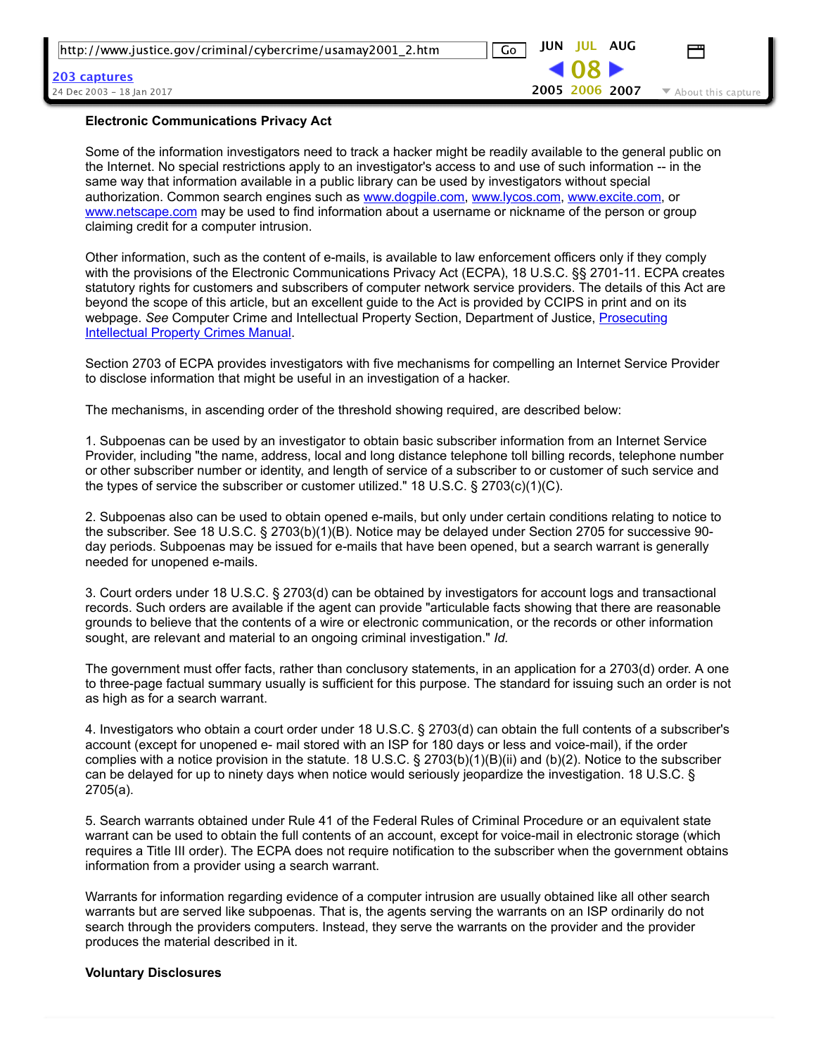**Electronic Communications Privacy Act**

Some of the information investigators need to track a hacker might be readily available to the general public on the Internet. No special restrictions apply to an investigator's access to and use of such information -- in the same way that information available in a public library can be used by investigators without special authorization. Common search engines such as [www.dogpile.com](http://www.dogpile.com), [www.lycos.com](http://www.lycos.com), [www.excite.com](http://www.excite.com), or [www.netscape.com](http://www.netscape.com) may be used to find information about a username or nickname of the person or group claiming credit for a computer intrusion.

Other information, such as the content of e-mails, is available to law enforcement officers only if they comply with the provisions of the Electronic Communications Privacy Act (ECPA), 18 U.S.C. §§ 2701-11. ECPA creates statutory rights for customers and subscribers of computer network service providers. The details of this Act are beyond the scope of this article, but an excellent guide to the Act is provided by CCIPS in print and on its webpage. *See* Computer Crime and Intellectual Property Section, Department of Justice, Prosecuting Intellectual Property Crimes Manual.

Section 2703 of ECPA provides investigators with five mechanisms for compelling an Internet Service Provider to disclose information that might be useful in an investigation of a hacker.

The mechanisms, in ascending order of the threshold showing required, are described below:

1. Subpoenas can be used by an investigator to obtain basic subscriber information from an Internet Service Provider, including "the name, address, local and long distance telephone toll billing records, telephone number or other subscriber number or identity, and length of service of a subscriber to or customer of such service and the types of service the subscriber or customer utilized." 18 U.S.C. § 2703(c)(1)(C).

2. Subpoenas also can be used to obtain opened e-mails, but only under certain conditions relating to notice to the subscriber. See 18 U.S.C. § 2703(b)(1)(B). Notice may be delayed under Section 2705 for successive 90-day periods. Subpoenas may be issued for e-mails that have been opened, but a search warrant is generally needed for unopened e-mails.

3. Court orders under 18 U.S.C. § 2703(d) can be obtained by investigators for account logs and transactional records. Such orders are available if the agent can provide "articulable facts showing that there are reasonable grounds to believe that the contents of a wire or electronic communication, or the records or other information sought, are relevant and material to an ongoing criminal investigation." *Id.*

The government must offer facts, rather than conclusory statements, in an application for a 2703(d) order. A one to three-page factual summary usually is sufficient for this purpose. The standard for issuing such an order is not as high as for a search warrant.

4. Investigators who obtain a court order under 18 U.S.C. § 2703(d) can obtain the full contents of a subscriber's account (except for unopened e- mail stored with an ISP for 180 days or less and voice-mail), if the order complies with a notice provision in the statute. 18 U.S.C. § 2703(b)(1)(B)(ii) and (b)(2). Notice to the subscriber can be delayed for up to ninety days when notice would seriously jeopardize the investigation. 18 U.S.C. § 2705(a).

5. Search warrants obtained under Rule 41 of the Federal Rules of Criminal Procedure or an equivalent state warrant can be used to obtain the full contents of an account, except for voice-mail in electronic storage (which requires a Title III order). The ECPA does not require notification to the subscriber when the government obtains information from a provider using a search warrant.

Warrants for information regarding evidence of a computer intrusion are usually obtained like all other search warrants but are served like subpoenas. That is, the agents serving the warrants on an ISP ordinarily do not search through the providers computers. Instead, they serve the warrants on the provider and the provider produces the material described in it.

**Voluntary Disclosures**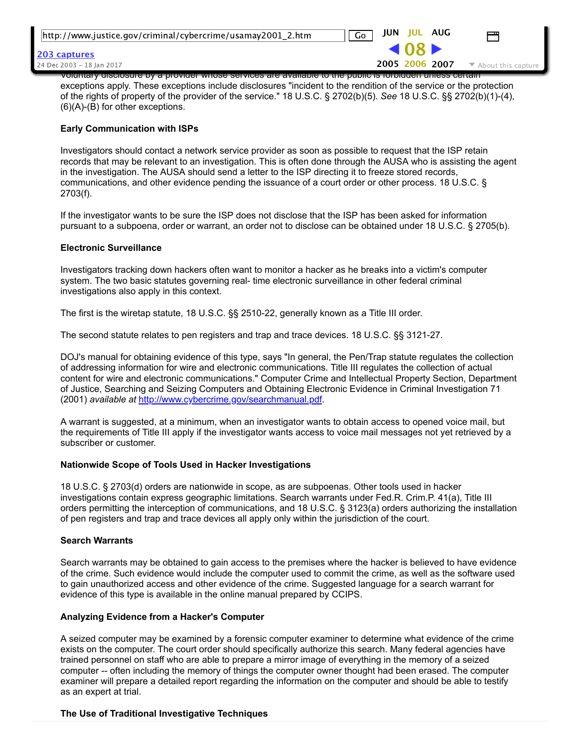voluntary disclosure by a provider whose services are available to the public is forbidden unless certain exceptions apply. These exceptions include disclosures "incident to the rendition of the service or the protection of the rights of property of the provider of the service." 18 U.S.C. § 2702(b)(5). *See* 18 U.S.C. §§ 2702(b)(1)-(4), (6)(A)-(B) for other exceptions.

**Early Communication with ISPs**

Investigators should contact a network service provider as soon as possible to request that the ISP retain records that may be relevant to an investigation. This is often done through the AUSA who is assisting the agent in the investigation. The AUSA should send a letter to the ISP directing it to freeze stored records, communications, and other evidence pending the issuance of a court order or other process. 18 U.S.C. § 2703(f).

If the investigator wants to be sure the ISP does not disclose that the ISP has been asked for information pursuant to a subpoena, order or warrant, an order not to disclose can be obtained under 18 U.S.C. § 2705(b).

**Electronic Surveillance**

Investigators tracking down hackers often want to monitor a hacker as he breaks into a victim's computer system. The two basic statutes governing real- time electronic surveillance in other federal criminal investigations also apply in this context.

The first is the wiretap statute, 18 U.S.C. §§ 2510-22, generally known as a Title III order.

The second statute relates to pen registers and trap and trace devices. 18 U.S.C. §§ 3121-27.

DOJ's manual for obtaining evidence of this type, says "In general, the Pen/Trap statute regulates the collection of addressing information for wire and electronic communications. Title III regulates the collection of actual content for wire and electronic communications." Computer Crime and Intellectual Property Section, Department of Justice, Searching and Seizing Computers and Obtaining Electronic Evidence in Criminal Investigation 71 (2001) *available at* [http://www.cybercrime.gov/searchmanual.pdf](http://www.cybercrime.gov/searchmanual.pdf).

A warrant is suggested, at a minimum, when an investigator wants to obtain access to opened voice mail, but the requirements of Title III apply if the investigator wants access to voice mail messages not yet retrieved by a subscriber or customer.

**Nationwide Scope of Tools Used in Hacker Investigations**

18 U.S.C. § 2703(d) orders are nationwide in scope, as are subpoenas. Other tools used in hacker investigations contain express geographic limitations. Search warrants under Fed.R. Crim.P. 41(a), Title III orders permitting the interception of communications, and 18 U.S.C. § 3123(a) orders authorizing the installation of pen registers and trap and trace devices all apply only within the jurisdiction of the court.

**Search Warrants**

Search warrants may be obtained to gain access to the premises where the hacker is believed to have evidence of the crime. Such evidence would include the computer used to commit the crime, as well as the software used to gain unauthorized access and other evidence of the crime. Suggested language for a search warrant for evidence of this type is available in the online manual prepared by CCIPS.

**Analyzing Evidence from a Hacker's Computer**

A seized computer may be examined by a forensic computer examiner to determine what evidence of the crime exists on the computer. The court order should specifically authorize this search. Many federal agencies have trained personnel on staff who are able to prepare a mirror image of everything in the memory of a seized computer -- often including the memory of things the computer owner thought had been erased. The computer examiner will prepare a detailed report regarding the information on the computer and should be able to testify as an expert at trial.

**The Use of Traditional Investigative Techniques**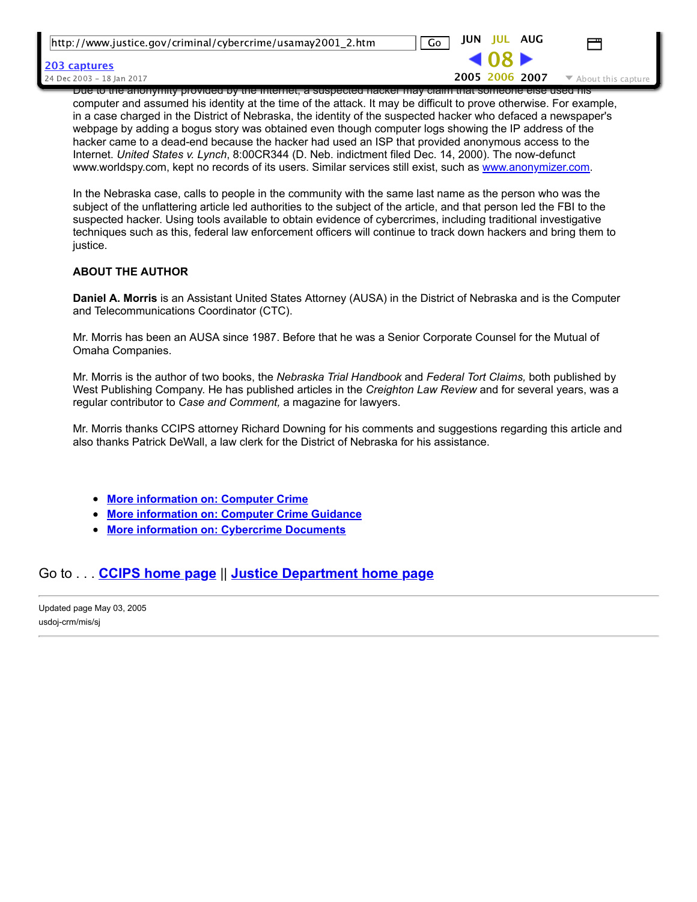Due to the anonymity provided by the Internet, a suspected hacker may claim that someone else used his computer and assumed his identity at the time of the attack. It may be difficult to prove otherwise. For example, in a case charged in the District of Nebraska, the identity of the suspected hacker who defaced a newspaper's webpage by adding a bogus story was obtained even though computer logs showing the IP address of the hacker came to a dead-end because the hacker had used an ISP that provided anonymous access to the Internet. *United States v. Lynch*, 8:00CR344 (D. Neb. indictment filed Dec. 14, 2000). The now-defunct www.worldspy.com, kept no records of its users. Similar services still exist, such as www.anonymizer.com.

In the Nebraska case, calls to people in the community with the same last name as the person who was the subject of the unflattering article led authorities to the subject of the article, and that person led the FBI to the suspected hacker. Using tools available to obtain evidence of cybercrimes, including traditional investigative techniques such as this, federal law enforcement officers will continue to track down hackers and bring them to justice.

**ABOUT THE AUTHOR**

**Daniel A. Morris** is an Assistant United States Attorney (AUSA) in the District of Nebraska and is the Computer and Telecommunications Coordinator (CTC).

Mr. Morris has been an AUSA since 1987. Before that he was a Senior Corporate Counsel for the Mutual of Omaha Companies.

Mr. Morris is the author of two books, the *Nebraska Trial Handbook* and *Federal Tort Claims,* both published by West Publishing Company. He has published articles in the *Creighton Law Review* and for several years, was a regular contributor to *Case and Comment,* a magazine for lawyers.

Mr. Morris thanks CCIPS attorney Richard Downing for his comments and suggestions regarding this article and also thanks Patrick DeWall, a law clerk for the District of Nebraska for his assistance.

- **More information on: Computer Crime**
- **More information on: Computer Crime Guidance**
- **More information on: Cybercrime Documents**

Go to . . . **CCIPS home page** || **Justice Department home page**

Updated page May 03, 2005
usdoj-crm/mis/sj